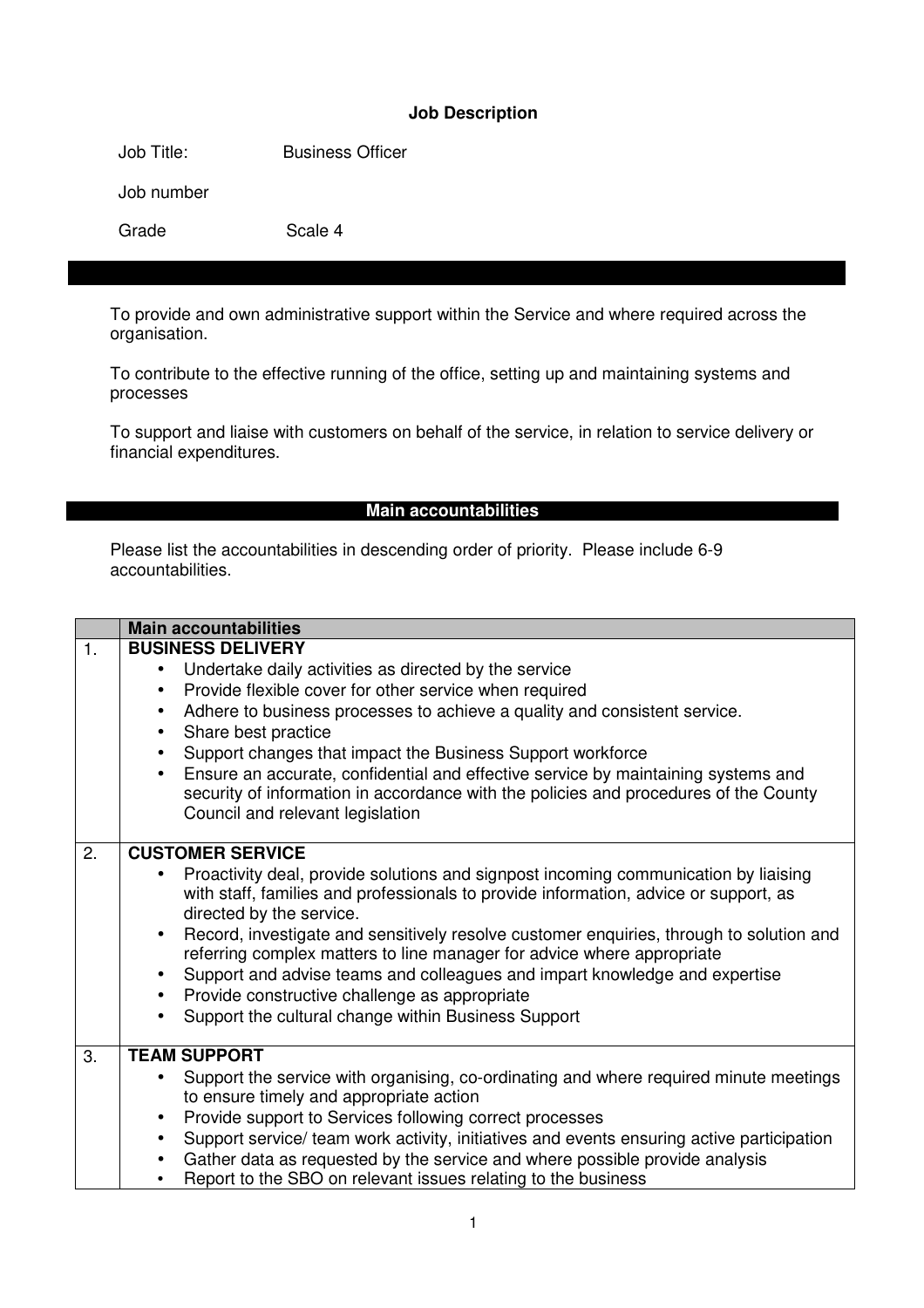**Job Description**

Job Title: Business Officer

Job number

Grade Scale 4

To provide and own administrative support within the Service and where required across the organisation.

To contribute to the effective running of the office, setting up and maintaining systems and processes

To support and liaise with customers on behalf of the service, in relation to service delivery or financial expenditures.

## Main accountabilities

Please list the accountabilities in descending order of priority. Please include 6-9 accountabilities.

| | Main accountabilities |
|---|---|
| 1. | **BUSINESS DELIVERY**<br>• Undertake daily activities as directed by the service<br>• Provide flexible cover for other service when required<br>• Adhere to business processes to achieve a quality and consistent service.<br>• Share best practice<br>• Support changes that impact the Business Support workforce<br>• Ensure an accurate, confidential and effective service by maintaining systems and security of information in accordance with the policies and procedures of the County Council and relevant legislation |
| 2. | **CUSTOMER SERVICE**<br>• Proactivity deal, provide solutions and signpost incoming communication by liaising with staff, families and professionals to provide information, advice or support, as directed by the service.<br>• Record, investigate and sensitively resolve customer enquiries, through to solution and referring complex matters to line manager for advice where appropriate<br>• Support and advise teams and colleagues and impart knowledge and expertise<br>• Provide constructive challenge as appropriate<br>• Support the cultural change within Business Support |
| 3. | **TEAM SUPPORT**<br>• Support the service with organising, co-ordinating and where required minute meetings to ensure timely and appropriate action<br>• Provide support to Services following correct processes<br>• Support service/ team work activity, initiatives and events ensuring active participation<br>• Gather data as requested by the service and where possible provide analysis<br>• Report to the SBO on relevant issues relating to the business |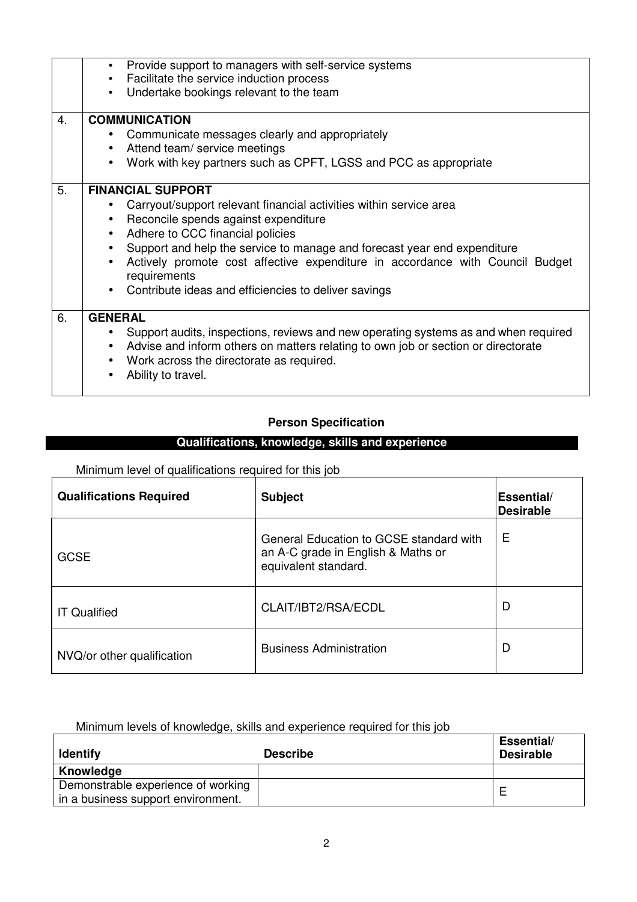| | |
|---|---|
| | • Provide support to managers with self-service systems<br>• Facilitate the service induction process<br>• Undertake bookings relevant to the team |
| 4. | **COMMUNICATION**<br>• Communicate messages clearly and appropriately<br>• Attend team/ service meetings<br>• Work with key partners such as CPFT, LGSS and PCC as appropriate |
| 5. | **FINANCIAL SUPPORT**<br>• Carryout/support relevant financial activities within service area<br>• Reconcile spends against expenditure<br>• Adhere to CCC financial policies<br>• Support and help the service to manage and forecast year end expenditure<br>• Actively promote cost affective expenditure in accordance with Council Budget requirements<br>• Contribute ideas and efficiencies to deliver savings |
| 6. | **GENERAL**<br>• Support audits, inspections, reviews and new operating systems as and when required<br>• Advise and inform others on matters relating to own job or section or directorate<br>• Work across the directorate as required.<br>• Ability to travel. |

## Person Specification

### Qualifications, knowledge, skills and experience

Minimum level of qualifications required for this job

| Qualifications Required | Subject | Essential/ Desirable |
|---|---|---|
| GCSE | General Education to GCSE standard with an A-C grade in English & Maths or equivalent standard. | E |
| IT Qualified | CLAIT/IBT2/RSA/ECDL | D |
| NVQ/or other qualification | Business Administration | D |

Minimum levels of knowledge, skills and experience required for this job

| Identify | Describe | Essential/ Desirable |
|---|---|---|
| **Knowledge** | | |
| Demonstrable experience of working in a business support environment. | | E |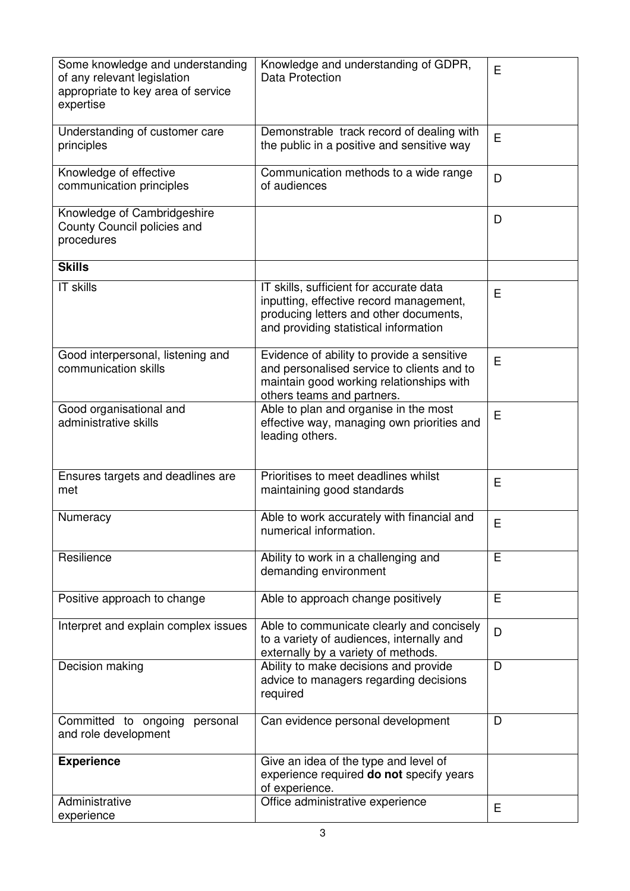| | | |
|---|---|---|
| Some knowledge and understanding of any relevant legislation appropriate to key area of service expertise | Knowledge and understanding of GDPR, Data Protection | E |
| Understanding of customer care principles | Demonstrable track record of dealing with the public in a positive and sensitive way | E |
| Knowledge of effective communication principles | Communication methods to a wide range of audiences | D |
| Knowledge of Cambridgeshire County Council policies and procedures | | D |
| **Skills** | | |
| IT skills | IT skills, sufficient for accurate data inputting, effective record management, producing letters and other documents, and providing statistical information | E |
| Good interpersonal, listening and communication skills | Evidence of ability to provide a sensitive and personalised service to clients and to maintain good working relationships with others teams and partners. | E |
| Good organisational and administrative skills | Able to plan and organise in the most effective way, managing own priorities and leading others. | E |
| Ensures targets and deadlines are met | Prioritises to meet deadlines whilst maintaining good standards | E |
| Numeracy | Able to work accurately with financial and numerical information. | E |
| Resilience | Ability to work in a challenging and demanding environment | E |
| Positive approach to change | Able to approach change positively | E |
| Interpret and explain complex issues | Able to communicate clearly and concisely to a variety of audiences, internally and externally by a variety of methods. | D |
| Decision making | Ability to make decisions and provide advice to managers regarding decisions required | D |
| Committed to ongoing personal and role development | Can evidence personal development | D |
| **Experience** | Give an idea of the type and level of experience required **do not** specify years of experience. | |
| Administrative experience | Office administrative experience | E |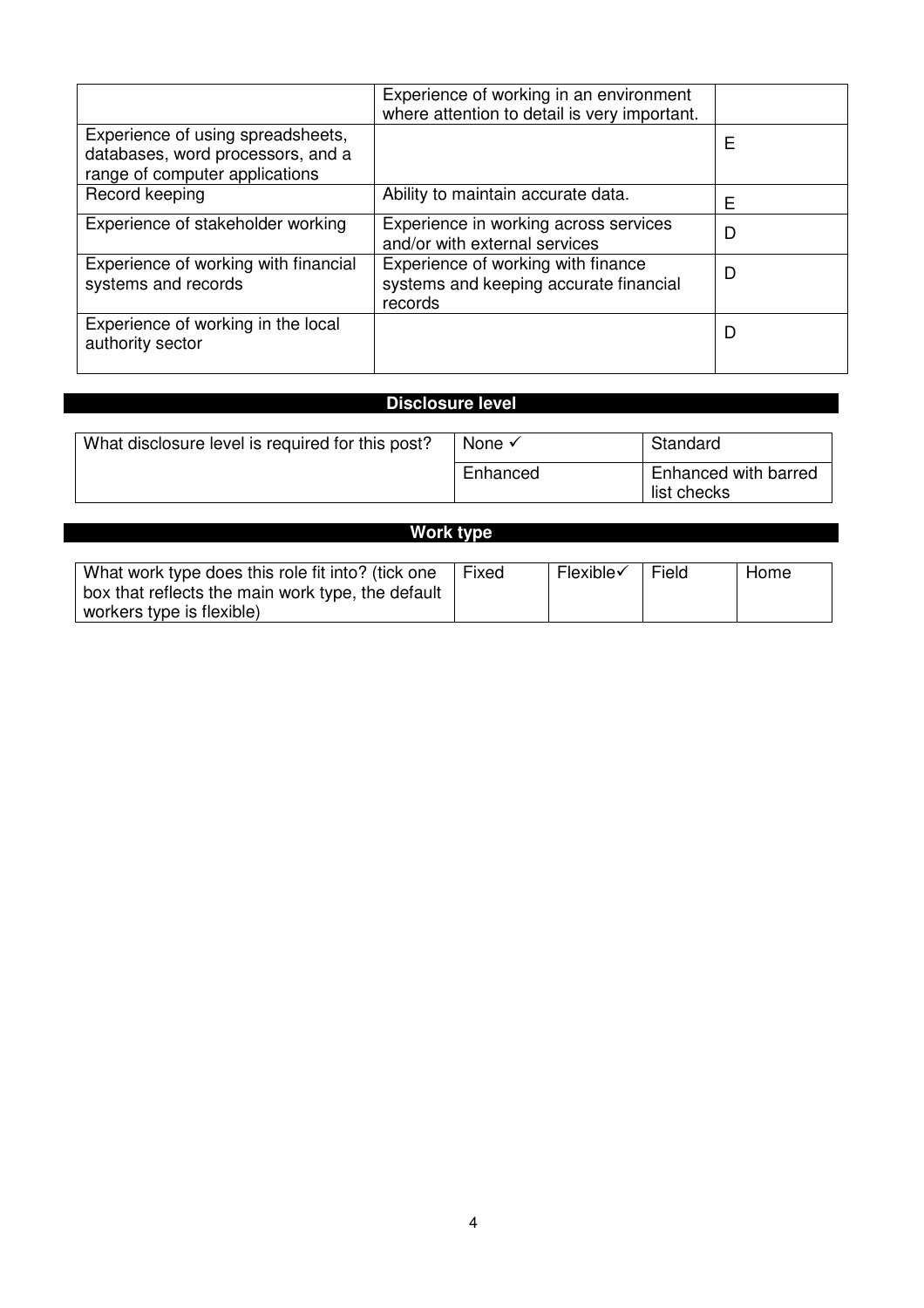| | | |
|---|---|---|
| | Experience of working in an environment where attention to detail is very important. | |
| Experience of using spreadsheets, databases, word processors, and a range of computer applications | | E |
| Record keeping | Ability to maintain accurate data. | E |
| Experience of stakeholder working | Experience in working across services and/or with external services | D |
| Experience of working with financial systems and records | Experience of working with finance systems and keeping accurate financial records | D |
| Experience of working in the local authority sector | | D |

## Disclosure level

| | | |
|---|---|---|
| What disclosure level is required for this post? | None ✓ | Standard |
| | Enhanced | Enhanced with barred list checks |

## Work type

| | | | | |
|---|---|---|---|---|
| What work type does this role fit into? (tick one box that reflects the main work type, the default workers type is flexible) | Fixed | Flexible✓ | Field | Home |